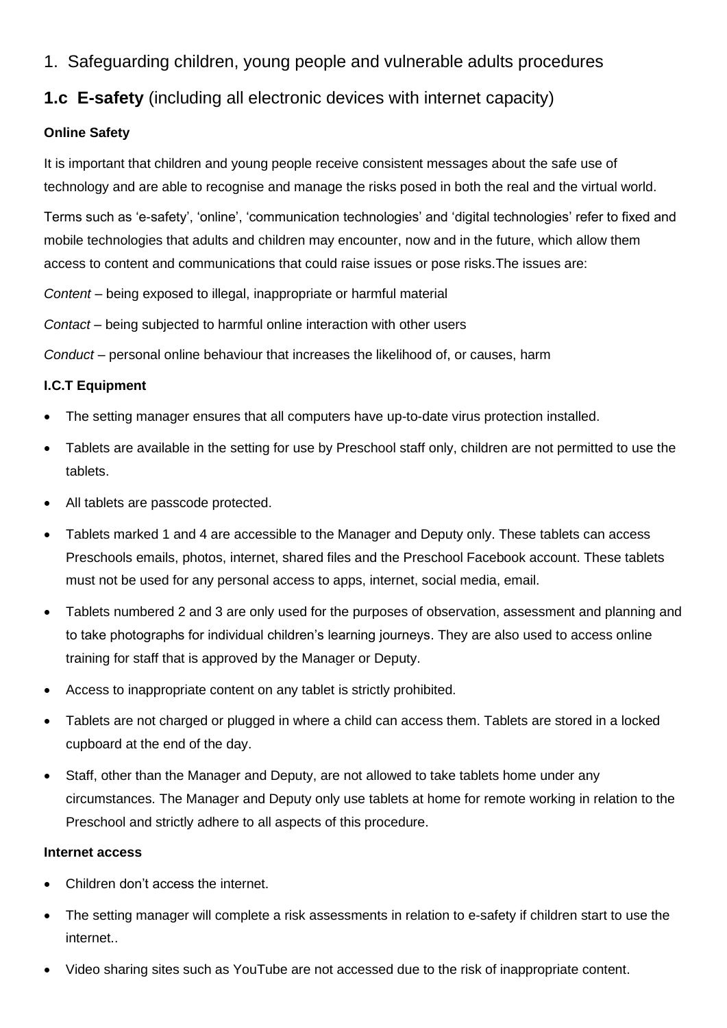# 1. Safeguarding children, young people and vulnerable adults procedures

## **1.c E-safety** (including all electronic devices with internet capacity)

### Online Safety

It is important that children and young people receive consistent messages about the safe use of technology and are able to recognise and manage the risks posed in both the real and the virtual world.

Terms such as 'e-safety', 'online', 'communication technologies' and 'digital technologies' refer to fixed and mobile technologies that adults and children may encounter, now and in the future, which allow them access to content and communications that could raise issues or pose risks.The issues are:

*Content* – being exposed to illegal, inappropriate or harmful material

*Contact* – being subjected to harmful online interaction with other users

*Conduct* – personal online behaviour that increases the likelihood of, or causes, harm

### I.C.T Equipment

- The setting manager ensures that all computers have up-to-date virus protection installed.
- Tablets are available in the setting for use by Preschool staff only, children are not permitted to use the tablets.
- All tablets are passcode protected.
- Tablets marked 1 and 4 are accessible to the Manager and Deputy only. These tablets can access Preschools emails, photos, internet, shared files and the Preschool Facebook account. These tablets must not be used for any personal access to apps, internet, social media, email.
- Tablets numbered 2 and 3 are only used for the purposes of observation, assessment and planning and to take photographs for individual children's learning journeys. They are also used to access online training for staff that is approved by the Manager or Deputy.
- Access to inappropriate content on any tablet is strictly prohibited.
- Tablets are not charged or plugged in where a child can access them. Tablets are stored in a locked cupboard at the end of the day.
- Staff, other than the Manager and Deputy, are not allowed to take tablets home under any circumstances. The Manager and Deputy only use tablets at home for remote working in relation to the Preschool and strictly adhere to all aspects of this procedure.

### Internet access

- Children don't access the internet.
- The setting manager will complete a risk assessments in relation to e-safety if children start to use the internet..
- Video sharing sites such as YouTube are not accessed due to the risk of inappropriate content.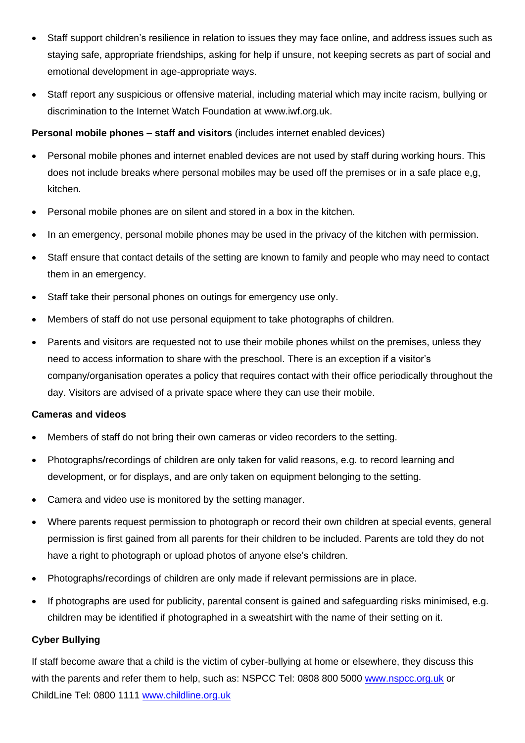- Staff support children's resilience in relation to issues they may face online, and address issues such as staying safe, appropriate friendships, asking for help if unsure, not keeping secrets as part of social and emotional development in age-appropriate ways.
- Staff report any suspicious or offensive material, including material which may incite racism, bullying or discrimination to the Internet Watch Foundation at www.iwf.org.uk.

**Personal mobile phones – staff and visitors** (includes internet enabled devices)

- Personal mobile phones and internet enabled devices are not used by staff during working hours. This does not include breaks where personal mobiles may be used off the premises or in a safe place e,g, kitchen.
- Personal mobile phones are on silent and stored in a box in the kitchen.
- In an emergency, personal mobile phones may be used in the privacy of the kitchen with permission.
- Staff ensure that contact details of the setting are known to family and people who may need to contact them in an emergency.
- Staff take their personal phones on outings for emergency use only.
- Members of staff do not use personal equipment to take photographs of children.
- Parents and visitors are requested not to use their mobile phones whilst on the premises, unless they need to access information to share with the preschool. There is an exception if a visitor's company/organisation operates a policy that requires contact with their office periodically throughout the day. Visitors are advised of a private space where they can use their mobile.

**Cameras and videos**

- Members of staff do not bring their own cameras or video recorders to the setting.
- Photographs/recordings of children are only taken for valid reasons, e.g. to record learning and development, or for displays, and are only taken on equipment belonging to the setting.
- Camera and video use is monitored by the setting manager.
- Where parents request permission to photograph or record their own children at special events, general permission is first gained from all parents for their children to be included. Parents are told they do not have a right to photograph or upload photos of anyone else's children.
- Photographs/recordings of children are only made if relevant permissions are in place.
- If photographs are used for publicity, parental consent is gained and safeguarding risks minimised, e.g. children may be identified if photographed in a sweatshirt with the name of their setting on it.

**Cyber Bullying**

If staff become aware that a child is the victim of cyber-bullying at home or elsewhere, they discuss this with the parents and refer them to help, such as: NSPCC Tel: 0808 800 5000 www.nspcc.org.uk or ChildLine Tel: 0800 1111 www.childline.org.uk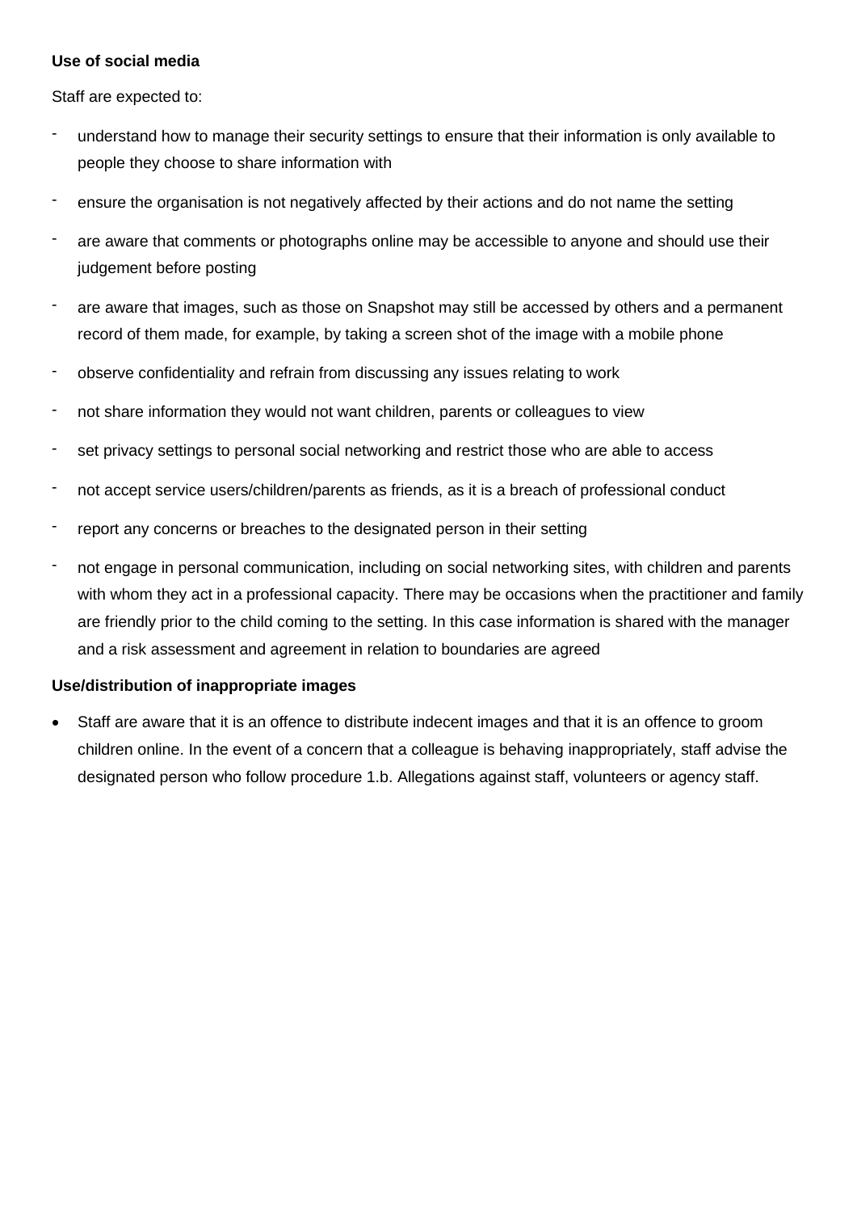**Use of social media**

Staff are expected to:

- understand how to manage their security settings to ensure that their information is only available to people they choose to share information with
- ensure the organisation is not negatively affected by their actions and do not name the setting
- are aware that comments or photographs online may be accessible to anyone and should use their judgement before posting
- are aware that images, such as those on Snapshot may still be accessed by others and a permanent record of them made, for example, by taking a screen shot of the image with a mobile phone
- observe confidentiality and refrain from discussing any issues relating to work
- not share information they would not want children, parents or colleagues to view
- set privacy settings to personal social networking and restrict those who are able to access
- not accept service users/children/parents as friends, as it is a breach of professional conduct
- report any concerns or breaches to the designated person in their setting
- not engage in personal communication, including on social networking sites, with children and parents with whom they act in a professional capacity. There may be occasions when the practitioner and family are friendly prior to the child coming to the setting. In this case information is shared with the manager and a risk assessment and agreement in relation to boundaries are agreed

**Use/distribution of inappropriate images**

- Staff are aware that it is an offence to distribute indecent images and that it is an offence to groom children online. In the event of a concern that a colleague is behaving inappropriately, staff advise the designated person who follow procedure 1.b. Allegations against staff, volunteers or agency staff.